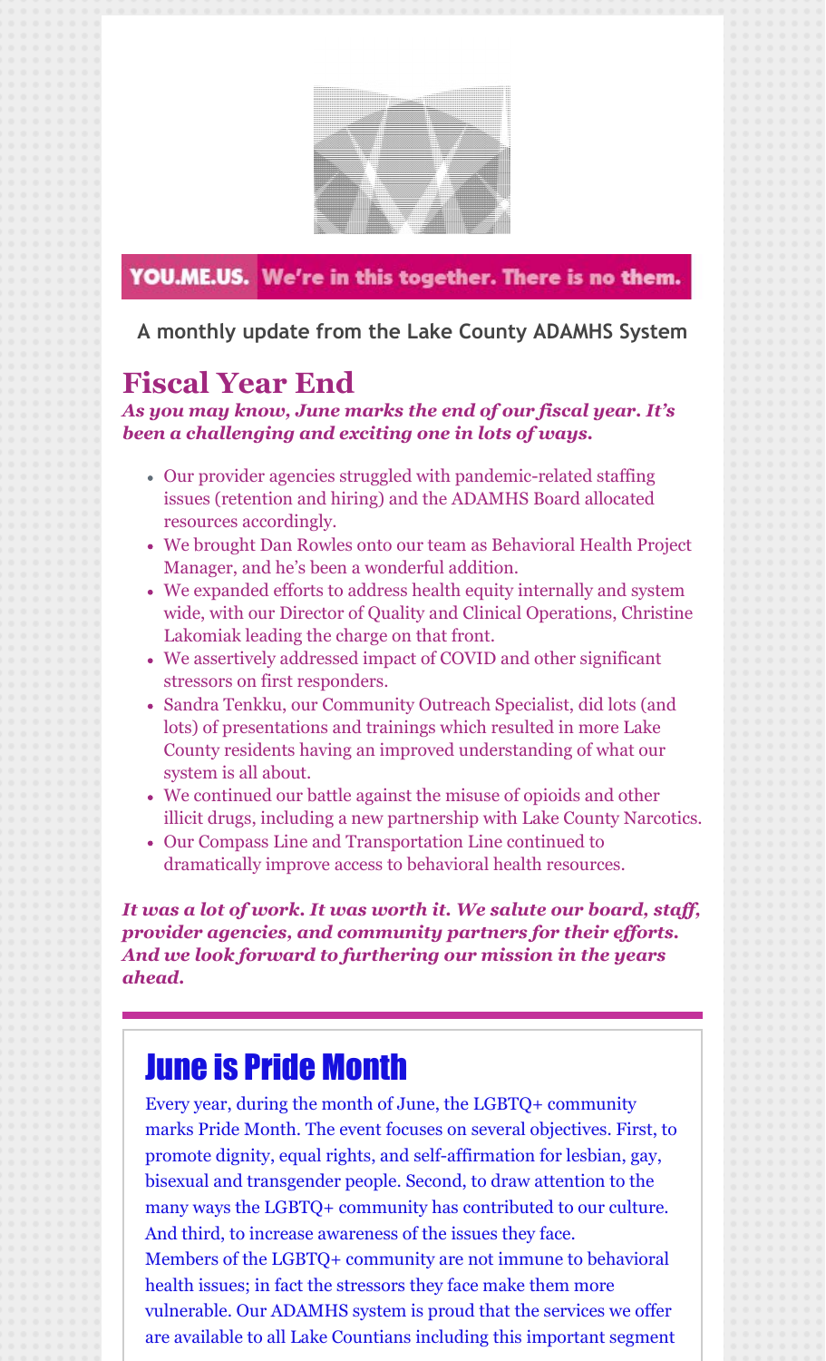YOU.ME.US. We're in this together. There is no them.

**A monthly update from the Lake County ADAMHS System**

# Fiscal Year End

***As you may know, June marks the end of our fiscal year. It's been a challenging and exciting one in lots of ways.***

- Our provider agencies struggled with pandemic-related staffing issues (retention and hiring) and the ADAMHS Board allocated resources accordingly.
- We brought Dan Rowles onto our team as Behavioral Health Project Manager, and he's been a wonderful addition.
- We expanded efforts to address health equity internally and system wide, with our Director of Quality and Clinical Operations, Christine Lakomiak leading the charge on that front.
- We assertively addressed impact of COVID and other significant stressors on first responders.
- Sandra Tenkku, our Community Outreach Specialist, did lots (and lots) of presentations and trainings which resulted in more Lake County residents having an improved understanding of what our system is all about.
- We continued our battle against the misuse of opioids and other illicit drugs, including a new partnership with Lake County Narcotics.
- Our Compass Line and Transportation Line continued to dramatically improve access to behavioral health resources.

***It was a lot of work. It was worth it. We salute our board, staff, provider agencies, and community partners for their efforts. And we look forward to furthering our mission in the years ahead.***

# June is Pride Month

Every year, during the month of June, the LGBTQ+ community marks Pride Month. The event focuses on several objectives. First, to promote dignity, equal rights, and self-affirmation for lesbian, gay, bisexual and transgender people. Second, to draw attention to the many ways the LGBTQ+ community has contributed to our culture. And third, to increase awareness of the issues they face.

Members of the LGBTQ+ community are not immune to behavioral health issues; in fact the stressors they face make them more vulnerable. Our ADAMHS system is proud that the services we offer are available to all Lake Countians including this important segment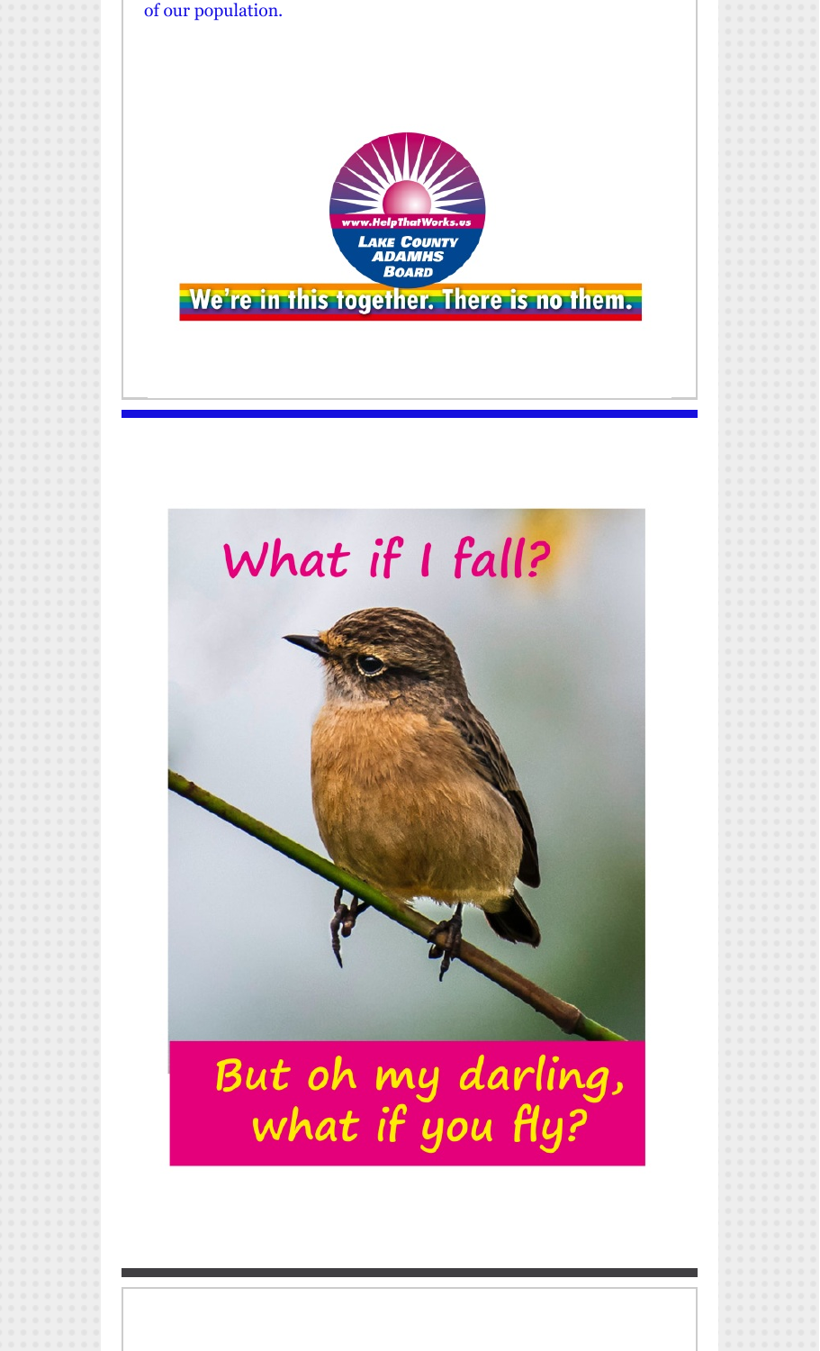of our population.

www.HelpThatWorks.us

LAKE COUNTY ADAMHS BOARD

We're in this together. There is no them.

What if I fall?

But oh my darling, what if you fly?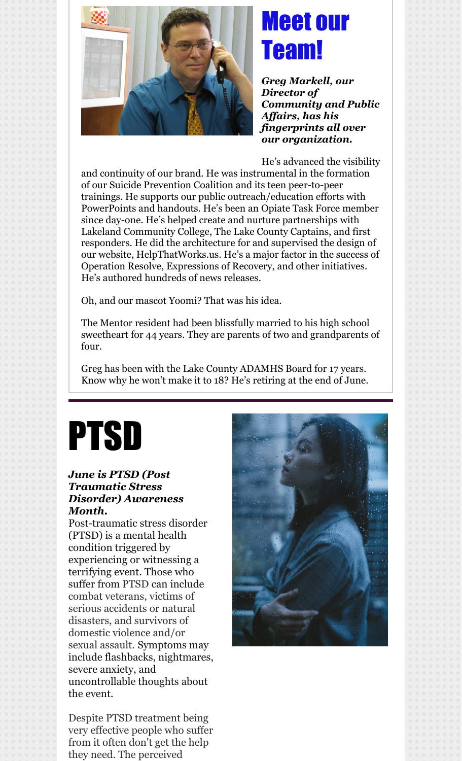# Meet our Team!

***Greg Markell, our Director of Community and Public Affairs, has his fingerprints all over our organization.***

He's advanced the visibility and continuity of our brand. He was instrumental in the formation of our Suicide Prevention Coalition and its teen peer-to-peer trainings. He supports our public outreach/education efforts with PowerPoints and handouts. He's been an Opiate Task Force member since day-one. He's helped create and nurture partnerships with Lakeland Community College, The Lake County Captains, and first responders. He did the architecture for and supervised the design of our website, HelpThatWorks.us. He's a major factor in the success of Operation Resolve, Expressions of Recovery, and other initiatives. He's authored hundreds of news releases.

Oh, and our mascot Yoomi? That was his idea.

The Mentor resident had been blissfully married to his high school sweetheart for 44 years. They are parents of two and grandparents of four.

Greg has been with the Lake County ADAMHS Board for 17 years. Know why he won't make it to 18? He's retiring at the end of June.

# PTSD

***June is PTSD (Post Traumatic Stress Disorder) Awareness Month.***

Post-traumatic stress disorder (PTSD) is a mental health condition triggered by experiencing or witnessing a terrifying event. Those who suffer from PTSD can include combat veterans, victims of serious accidents or natural disasters, and survivors of domestic violence and/or sexual assault. Symptoms may include flashbacks, nightmares, severe anxiety, and uncontrollable thoughts about the event.

Despite PTSD treatment being very effective people who suffer from it often don't get the help they need. The perceived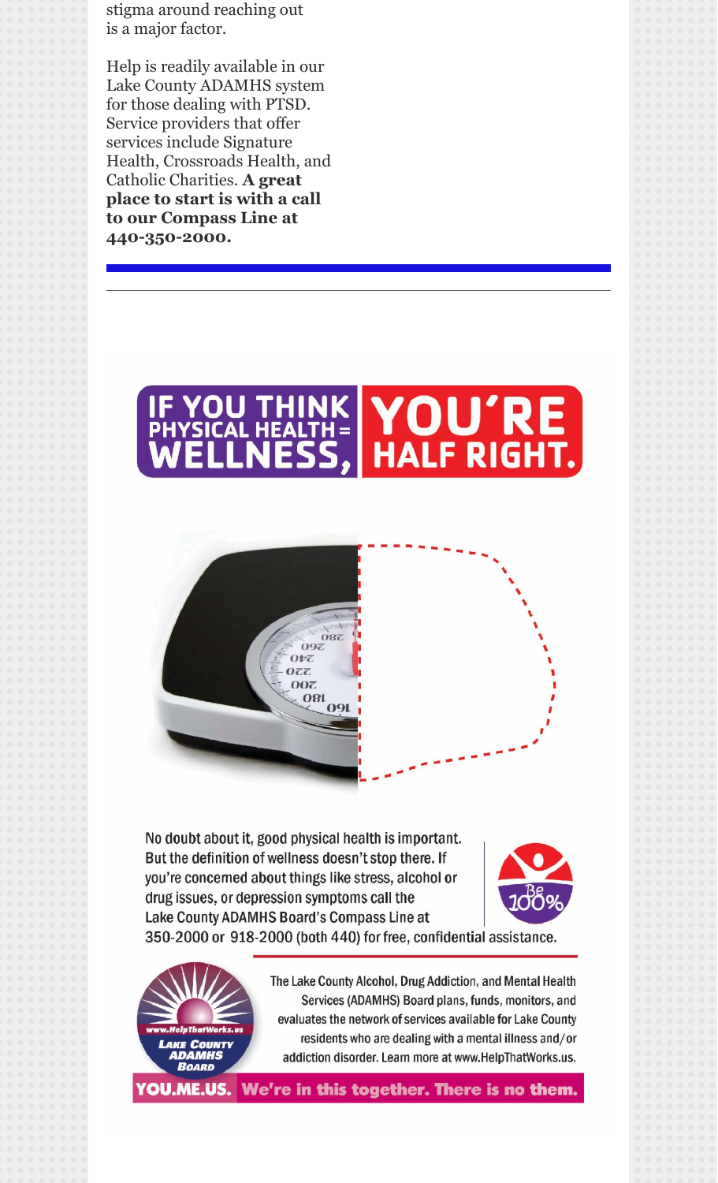stigma around reaching out is a major factor.

Help is readily available in our Lake County ADAMHS system for those dealing with PTSD. Service providers that offer services include Signature Health, Crossroads Health, and Catholic Charities. **A great place to start is with a call to our Compass Line at 440-350-2000.**

---

# IF YOU THINK PHYSICAL HEALTH = WELLNESS, YOU'RE HALF RIGHT.

No doubt about it, good physical health is important. But the definition of wellness doesn't stop there. If you're concerned about things like stress, alcohol or drug issues, or depression symptoms call the Lake County ADAMHS Board's Compass Line at 350-2000 or 918-2000 (both 440) for free, confidential assistance.

Be 100%

www.HelpThatWorks.us
Lake County ADAMHS Board

The Lake County Alcohol, Drug Addiction, and Mental Health Services (ADAMHS) Board plans, funds, monitors, and evaluates the network of services available for Lake County residents who are dealing with a mental illness and/or addiction disorder. Learn more at www.HelpThatWorks.us.

**YOU.ME.US.** We're in this together. There is no them.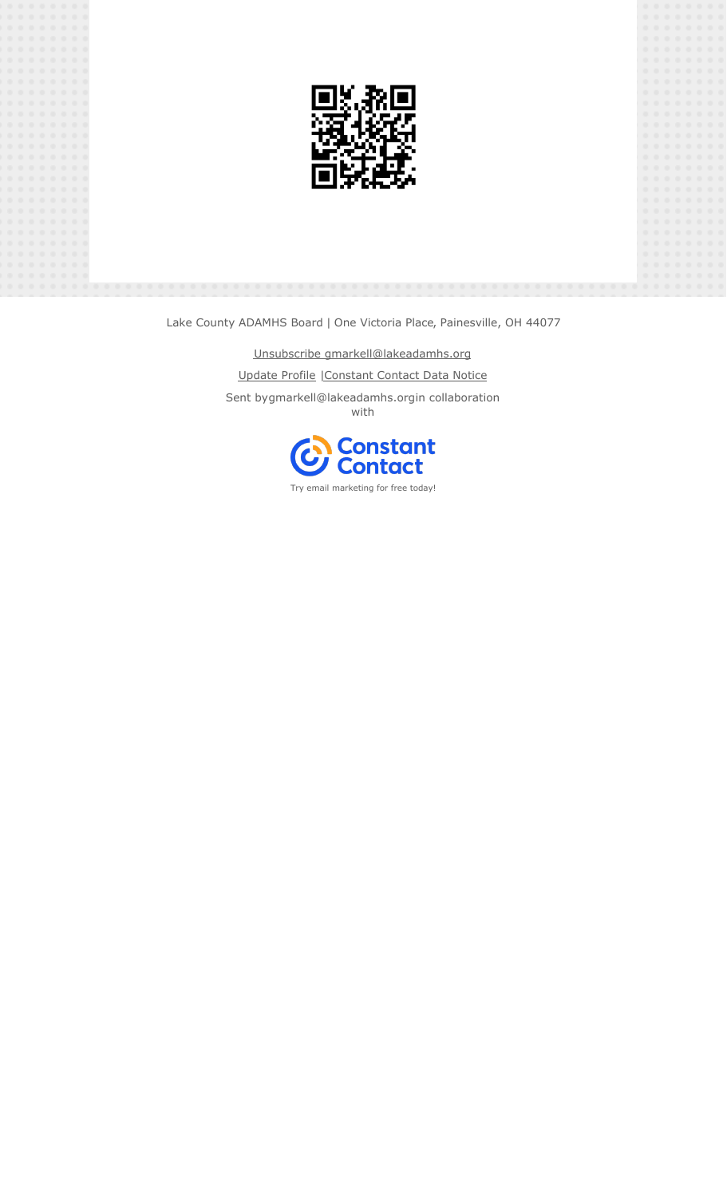Lake County ADAMHS Board | One Victoria Place, Painesville, OH 44077

Unsubscribe gmarkell@lakeadamhs.org

Update Profile |Constant Contact Data Notice

Sent bygmarkell@lakeadamhs.orgin collaboration with

Constant Contact

Try email marketing for free today!